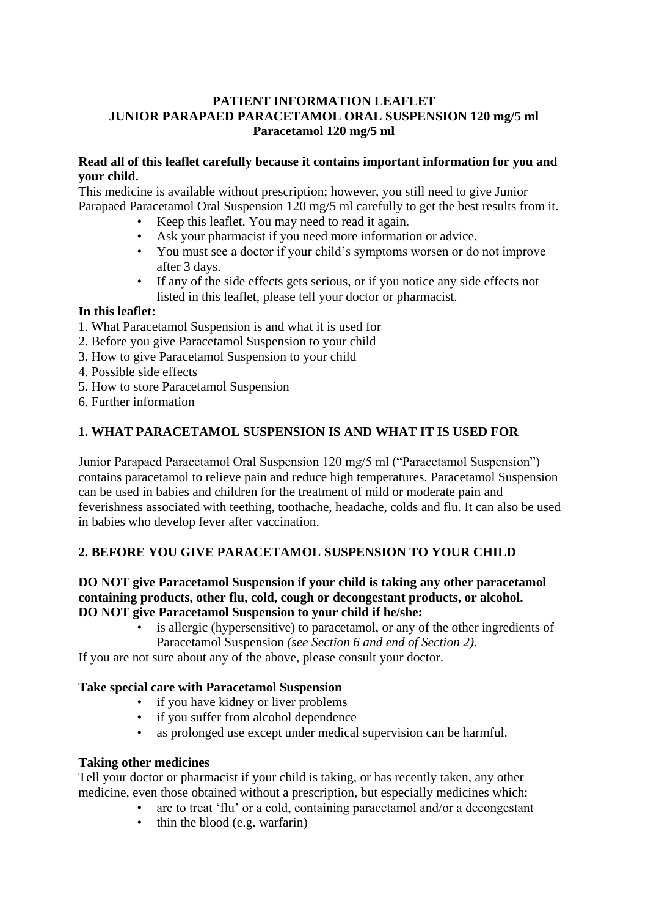# PATIENT INFORMATION LEAFLET
# JUNIOR PARAPAED PARACETAMOL ORAL SUSPENSION 120 mg/5 ml
## Paracetamol 120 mg/5 ml

**Read all of this leaflet carefully because it contains important information for you and your child.**

This medicine is available without prescription; however, you still need to give Junior Parapaed Paracetamol Oral Suspension 120 mg/5 ml carefully to get the best results from it.

- Keep this leaflet. You may need to read it again.
- Ask your pharmacist if you need more information or advice.
- You must see a doctor if your child's symptoms worsen or do not improve after 3 days.
- If any of the side effects gets serious, or if you notice any side effects not listed in this leaflet, please tell your doctor or pharmacist.

**In this leaflet:**

1. What Paracetamol Suspension is and what it is used for
2. Before you give Paracetamol Suspension to your child
3. How to give Paracetamol Suspension to your child
4. Possible side effects
5. How to store Paracetamol Suspension
6. Further information

## 1. WHAT PARACETAMOL SUSPENSION IS AND WHAT IT IS USED FOR

Junior Parapaed Paracetamol Oral Suspension 120 mg/5 ml ("Paracetamol Suspension") contains paracetamol to relieve pain and reduce high temperatures. Paracetamol Suspension can be used in babies and children for the treatment of mild or moderate pain and feverishness associated with teething, toothache, headache, colds and flu. It can also be used in babies who develop fever after vaccination.

## 2. BEFORE YOU GIVE PARACETAMOL SUSPENSION TO YOUR CHILD

**DO NOT give Paracetamol Suspension if your child is taking any other paracetamol containing products, other flu, cold, cough or decongestant products, or alcohol.**
**DO NOT give Paracetamol Suspension to your child if he/she:**

- is allergic (hypersensitive) to paracetamol, or any of the other ingredients of Paracetamol Suspension *(see Section 6 and end of Section 2).*

If you are not sure about any of the above, please consult your doctor.

**Take special care with Paracetamol Suspension**

- if you have kidney or liver problems
- if you suffer from alcohol dependence
- as prolonged use except under medical supervision can be harmful.

**Taking other medicines**

Tell your doctor or pharmacist if your child is taking, or has recently taken, any other medicine, even those obtained without a prescription, but especially medicines which:

- are to treat 'flu' or a cold, containing paracetamol and/or a decongestant
- thin the blood (e.g. warfarin)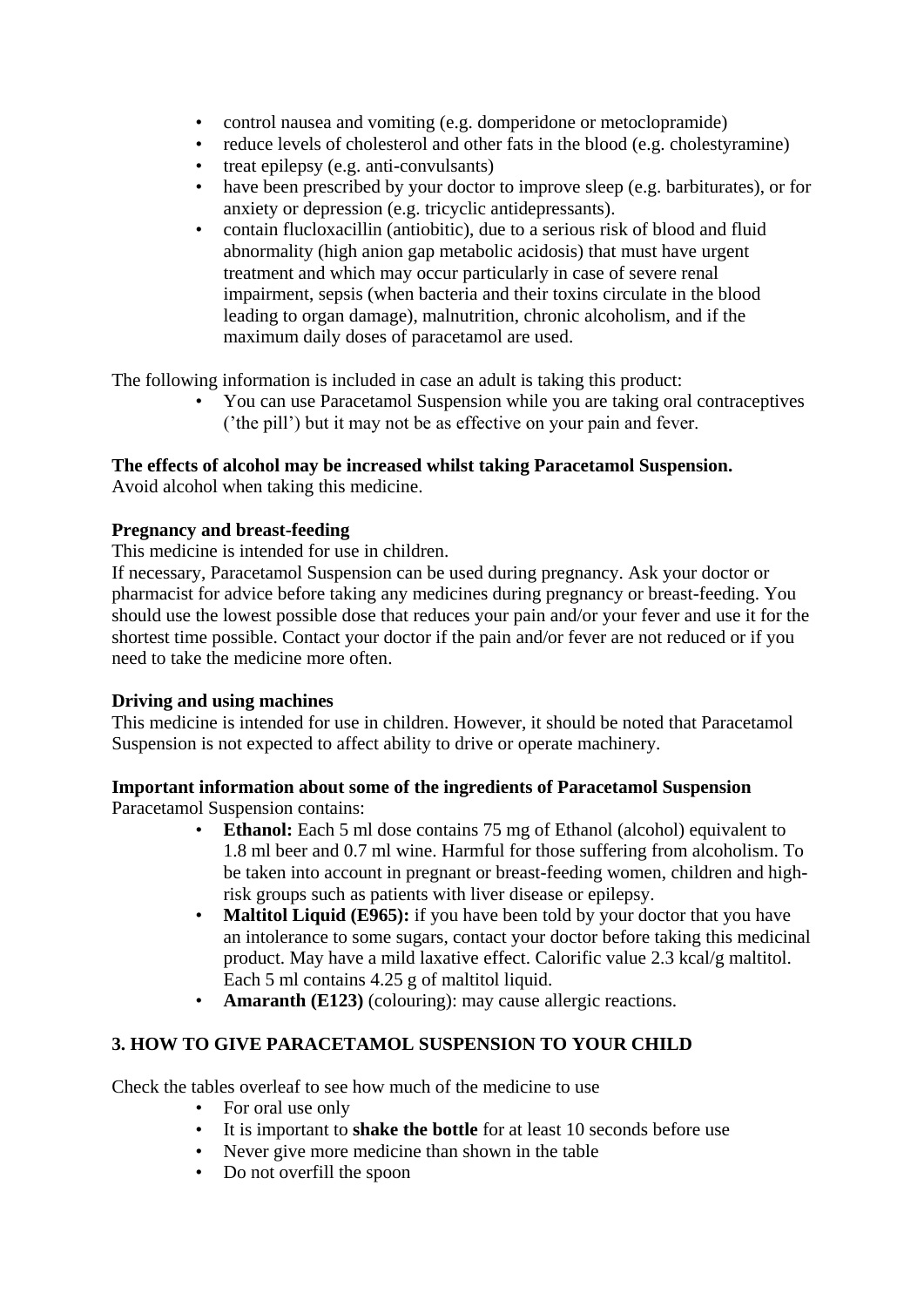- control nausea and vomiting (e.g. domperidone or metoclopramide)
- reduce levels of cholesterol and other fats in the blood (e.g. cholestyramine)
- treat epilepsy (e.g. anti-convulsants)
- have been prescribed by your doctor to improve sleep (e.g. barbiturates), or for anxiety or depression (e.g. tricyclic antidepressants).
- contain flucloxacillin (antiobitic), due to a serious risk of blood and fluid abnormality (high anion gap metabolic acidosis) that must have urgent treatment and which may occur particularly in case of severe renal impairment, sepsis (when bacteria and their toxins circulate in the blood leading to organ damage), malnutrition, chronic alcoholism, and if the maximum daily doses of paracetamol are used.

The following information is included in case an adult is taking this product:

- You can use Paracetamol Suspension while you are taking oral contraceptives ('the pill') but it may not be as effective on your pain and fever.

**The effects of alcohol may be increased whilst taking Paracetamol Suspension.**
Avoid alcohol when taking this medicine.

**Pregnancy and breast-feeding**
This medicine is intended for use in children.
If necessary, Paracetamol Suspension can be used during pregnancy. Ask your doctor or pharmacist for advice before taking any medicines during pregnancy or breast-feeding. You should use the lowest possible dose that reduces your pain and/or your fever and use it for the shortest time possible. Contact your doctor if the pain and/or fever are not reduced or if you need to take the medicine more often.

**Driving and using machines**
This medicine is intended for use in children. However, it should be noted that Paracetamol Suspension is not expected to affect ability to drive or operate machinery.

**Important information about some of the ingredients of Paracetamol Suspension**
Paracetamol Suspension contains:

- **Ethanol:** Each 5 ml dose contains 75 mg of Ethanol (alcohol) equivalent to 1.8 ml beer and 0.7 ml wine. Harmful for those suffering from alcoholism. To be taken into account in pregnant or breast-feeding women, children and high-risk groups such as patients with liver disease or epilepsy.
- **Maltitol Liquid (E965):** if you have been told by your doctor that you have an intolerance to some sugars, contact your doctor before taking this medicinal product. May have a mild laxative effect. Calorific value 2.3 kcal/g maltitol. Each 5 ml contains 4.25 g of maltitol liquid.
- **Amaranth (E123)** (colouring): may cause allergic reactions.

## 3. HOW TO GIVE PARACETAMOL SUSPENSION TO YOUR CHILD

Check the tables overleaf to see how much of the medicine to use

- For oral use only
- It is important to **shake the bottle** for at least 10 seconds before use
- Never give more medicine than shown in the table
- Do not overfill the spoon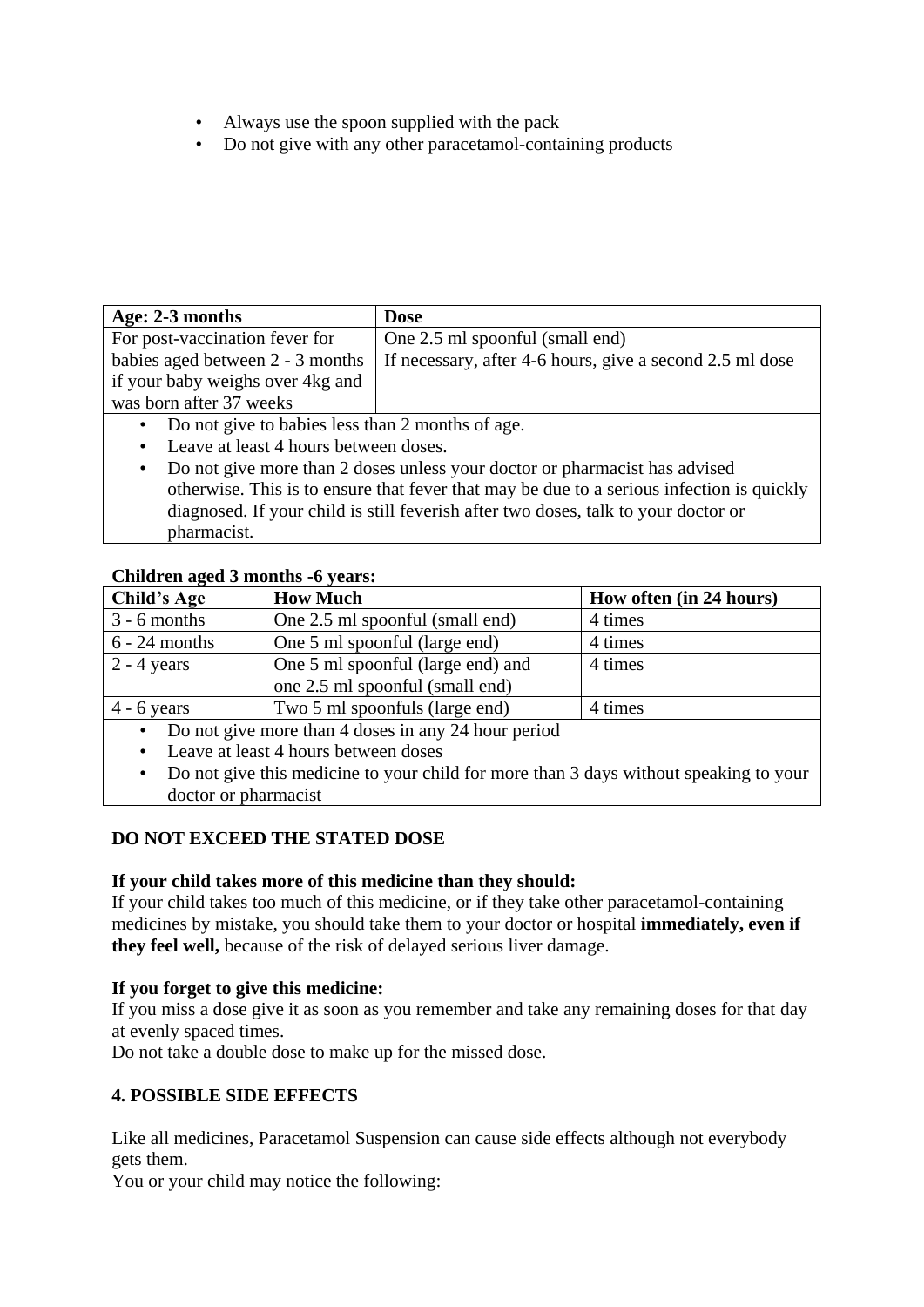- Always use the spoon supplied with the pack
- Do not give with any other paracetamol-containing products

| **Age: 2-3 months** | **Dose** |
|---|---|
| For post-vaccination fever for babies aged between 2 - 3 months if your baby weighs over 4kg and was born after 37 weeks | One 2.5 ml spoonful (small end)<br>If necessary, after 4-6 hours, give a second 2.5 ml dose |

- Do not give to babies less than 2 months of age.
- Leave at least 4 hours between doses.
- Do not give more than 2 doses unless your doctor or pharmacist has advised otherwise. This is to ensure that fever that may be due to a serious infection is quickly diagnosed. If your child is still feverish after two doses, talk to your doctor or pharmacist.

**Children aged 3 months -6 years:**

| **Child's Age** | **How Much** | **How often (in 24 hours)** |
|---|---|---|
| 3 - 6 months | One 2.5 ml spoonful (small end) | 4 times |
| 6 - 24 months | One 5 ml spoonful (large end) | 4 times |
| 2 - 4 years | One 5 ml spoonful (large end) and one 2.5 ml spoonful (small end) | 4 times |
| 4 - 6 years | Two 5 ml spoonfuls (large end) | 4 times |

- Do not give more than 4 doses in any 24 hour period
- Leave at least 4 hours between doses
- Do not give this medicine to your child for more than 3 days without speaking to your doctor or pharmacist

**DO NOT EXCEED THE STATED DOSE**

**If your child takes more of this medicine than they should:**
If your child takes too much of this medicine, or if they take other paracetamol-containing medicines by mistake, you should take them to your doctor or hospital **immediately, even if they feel well,** because of the risk of delayed serious liver damage.

**If you forget to give this medicine:**
If you miss a dose give it as soon as you remember and take any remaining doses for that day at evenly spaced times.
Do not take a double dose to make up for the missed dose.

## 4. POSSIBLE SIDE EFFECTS

Like all medicines, Paracetamol Suspension can cause side effects although not everybody gets them.
You or your child may notice the following: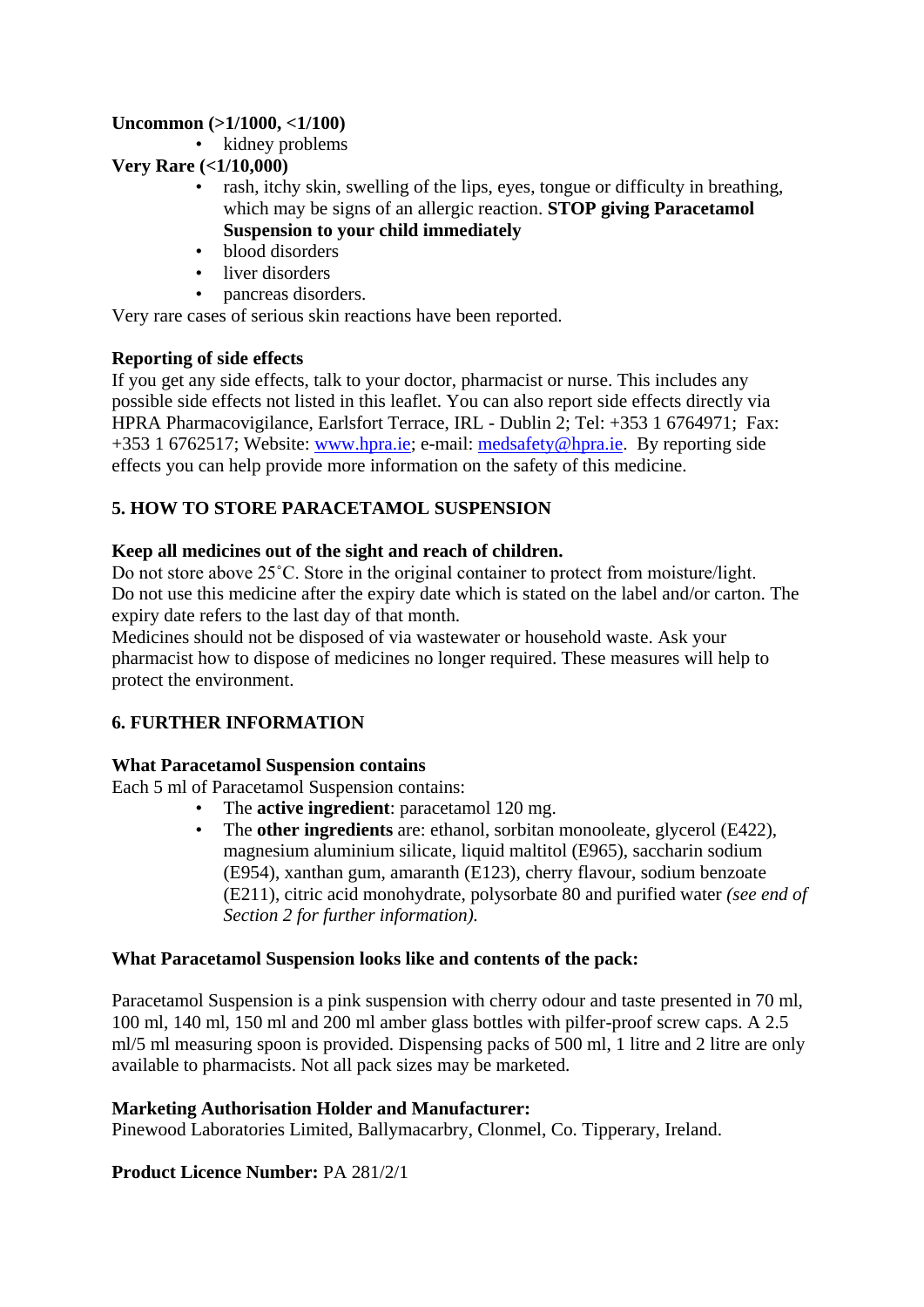**Uncommon (>1/1000, <1/100)**

- kidney problems

**Very Rare (<1/10,000)**

- rash, itchy skin, swelling of the lips, eyes, tongue or difficulty in breathing, which may be signs of an allergic reaction. **STOP giving Paracetamol Suspension to your child immediately**
- blood disorders
- liver disorders
- pancreas disorders.

Very rare cases of serious skin reactions have been reported.

**Reporting of side effects**

If you get any side effects, talk to your doctor, pharmacist or nurse. This includes any possible side effects not listed in this leaflet. You can also report side effects directly via HPRA Pharmacovigilance, Earlsfort Terrace, IRL - Dublin 2; Tel: +353 1 6764971; Fax: +353 1 6762517; Website: www.hpra.ie; e-mail: medsafety@hpra.ie. By reporting side effects you can help provide more information on the safety of this medicine.

## 5. HOW TO STORE PARACETAMOL SUSPENSION

**Keep all medicines out of the sight and reach of children.**

Do not store above 25˚C. Store in the original container to protect from moisture/light.
Do not use this medicine after the expiry date which is stated on the label and/or carton. The expiry date refers to the last day of that month.
Medicines should not be disposed of via wastewater or household waste. Ask your pharmacist how to dispose of medicines no longer required. These measures will help to protect the environment.

## 6. FURTHER INFORMATION

**What Paracetamol Suspension contains**

Each 5 ml of Paracetamol Suspension contains:

- The **active ingredient**: paracetamol 120 mg.
- The **other ingredients** are: ethanol, sorbitan monooleate, glycerol (E422), magnesium aluminium silicate, liquid maltitol (E965), saccharin sodium (E954), xanthan gum, amaranth (E123), cherry flavour, sodium benzoate (E211), citric acid monohydrate, polysorbate 80 and purified water *(see end of Section 2 for further information).*

**What Paracetamol Suspension looks like and contents of the pack:**

Paracetamol Suspension is a pink suspension with cherry odour and taste presented in 70 ml, 100 ml, 140 ml, 150 ml and 200 ml amber glass bottles with pilfer-proof screw caps. A 2.5 ml/5 ml measuring spoon is provided. Dispensing packs of 500 ml, 1 litre and 2 litre are only available to pharmacists. Not all pack sizes may be marketed.

**Marketing Authorisation Holder and Manufacturer:**

Pinewood Laboratories Limited, Ballymacarbry, Clonmel, Co. Tipperary, Ireland.

**Product Licence Number:** PA 281/2/1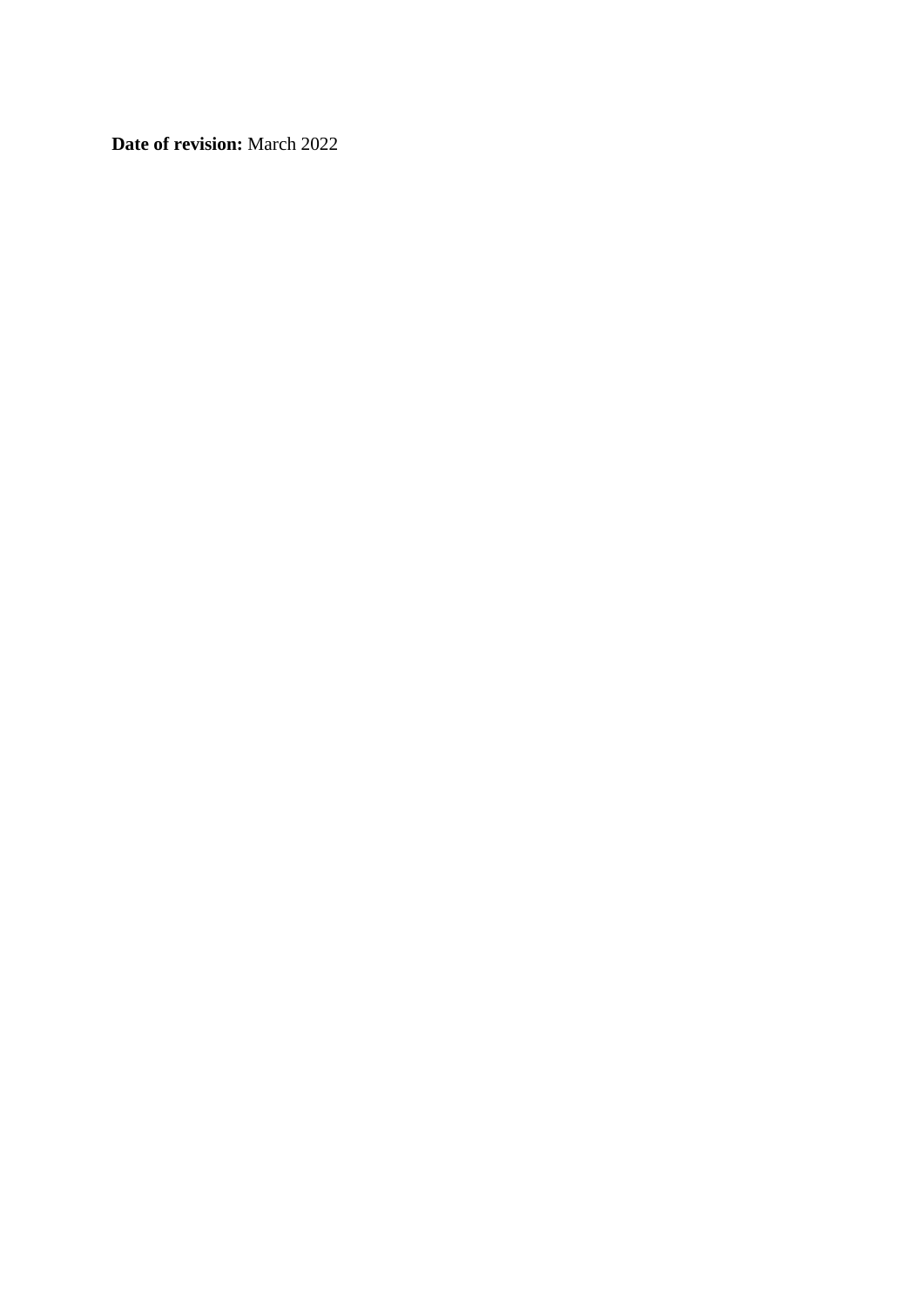**Date of revision:** March 2022